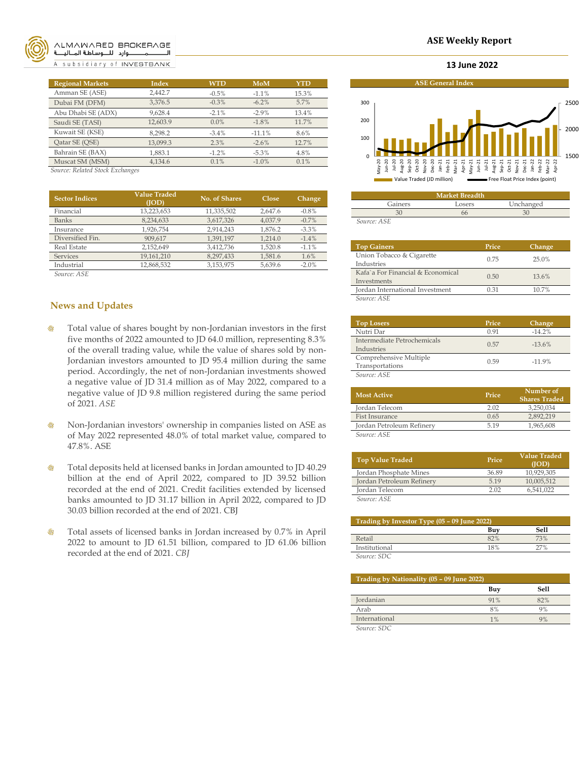ALMAWARED BROKERAGE
الــــــمــــــوارد للــوساطة المالية
A subsidiary of INVESTBANK

# ASE Weekly Report

**13 June 2022**

| Regional Markets | Index | WTD | MoM | YTD |
|---|---|---|---|---|
| Amman SE (ASE) | 2,442.7 | -0.5% | -1.1% | 15.3% |
| Dubai FM (DFM) | 3,376.5 | -0.3% | -6.2% | 5.7% |
| Abu Dhabi SE (ADX) | 9,628.4 | -2.1% | -2.9% | 13.4% |
| Saudi SE (TASI) | 12,603.9 | 0.0% | -1.8% | 11.7% |
| Kuwait SE (KSE) | 8,298.2 | -3.4% | -11.1% | 8.6% |
| Qatar SE (QSE) | 13,099.3 | 2.3% | -2.6% | 12.7% |
| Bahrain SE (BAX) | 1,883.1 | -1.2% | -5.3% | 4.8% |
| Muscat SM (MSM) | 4,134.6 | 0.1% | -1.0% | 0.1% |

*Source: Related Stock Exchanges*

| Sector Indices | Value Traded (JOD) | No. of Shares | Close | Change |
|---|---|---|---|---|
| Financial | 13,223,653 | 11,335,502 | 2,647.6 | -0.8% |
| Banks | 8,234,633 | 3,617,326 | 4,037.9 | -0.7% |
| Insurance | 1,926,754 | 2,914,243 | 1,876.2 | -3.3% |
| Diversified Fin. | 909,617 | 1,391,197 | 1,214.0 | -1.4% |
| Real Estate | 2,152,649 | 3,412,736 | 1,520.8 | -1.1% |
| Services | 19,161,210 | 8,297,433 | 1,581.6 | 1.6% |
| Industrial | 12,868,532 | 3,153,975 | 5,639.6 | -2.0% |

*Source: ASE*

## News and Updates

- Total value of shares bought by non-Jordanian investors in the first five months of 2022 amounted to JD 64.0 million, representing 8.3% of the overall trading value, while the value of shares sold by non-Jordanian investors amounted to JD 95.4 million during the same period. Accordingly, the net of non-Jordanian investments showed a negative value of JD 31.4 million as of May 2022, compared to a negative value of JD 9.8 million registered during the same period of 2021. *ASE*

- Non-Jordanian investors' ownership in companies listed on ASE as of May 2022 represented 48.0% of total market value, compared to 47.8%. ASE

- Total deposits held at licensed banks in Jordan amounted to JD 40.29 billion at the end of April 2022, compared to JD 39.52 billion recorded at the end of 2021. Credit facilities extended by licensed banks amounted to JD 31.17 billion in April 2022, compared to JD 30.03 billion recorded at the end of 2021. CBJ

- Total assets of licensed banks in Jordan increased by 0.7% in April 2022 to amount to JD 61.51 billion, compared to JD 61.06 billion recorded at the end of 2021. *CBJ*

**ASE General Index**

Value Traded (JD million) — Free Float Price Index (point)

| Market Breadth | | |
|---|---|---|
| Gainers | Losers | Unchanged |
| 30 | 66 | 30 |

*Source: ASE*

| Top Gainers | Price | Change |
|---|---|---|
| Union Tobacco & Cigarette Industries | 0.75 | 25.0% |
| Kafa`a For Financial & Economical Investments | 0.50 | 13.6% |
| Jordan International Investment | 0.31 | 10.7% |

*Source: ASE*

| Top Losers | Price | Change |
|---|---|---|
| Nutri Dar | 0.91 | -14.2% |
| Intermediate Petrochemicals Industries | 0.57 | -13.6% |
| Comprehensive Multiple Transportations | 0.59 | -11.9% |

*Source: ASE*

| Most Active | Price | Number of Shares Traded |
|---|---|---|
| Jordan Telecom | 2.02 | 3,250,034 |
| Fist Insurance | 0.65 | 2,892,219 |
| Jordan Petroleum Refinery | 5.19 | 1,965,608 |

*Source: ASE*

| Top Value Traded | Price | Value Traded (JOD) |
|---|---|---|
| Jordan Phosphate Mines | 36.89 | 10,929,305 |
| Jordan Petroleum Refinery | 5.19 | 10,005,512 |
| Jordan Telecom | 2.02 | 6,541,022 |

*Source: ASE*

| Trading by Investor Type (05 – 09 June 2022) | Buy | Sell |
|---|---|---|
| Retail | 82% | 73% |
| Institutional | 18% | 27% |

*Source: SDC*

| Trading by Nationality (05 – 09 June 2022) | Buy | Sell |
|---|---|---|
| Jordanian | 91% | 82% |
| Arab | 8% | 9% |
| International | 1% | 9% |

*Source: SDC*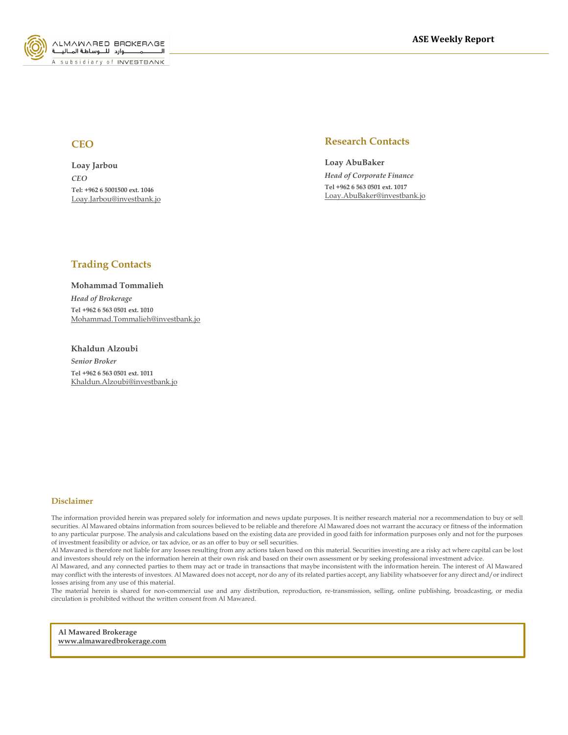## CEO

**Loay Jarbou**

*CEO*

**Tel: +962 6 5001500 ext. 1046**

Loay.Jarbou@investbank.jo

## Research Contacts

**Loay AbuBaker**

*Head of Corporate Finance*

**Tel +962 6 563 0501 ext. 1017**

Loay.AbuBaker@investbank.jo

## Trading Contacts

**Mohammad Tommalieh**

*Head of Brokerage*

**Tel +962 6 563 0501 ext. 1010**

Mohammad.Tommalieh@investbank.jo

**Khaldun Alzoubi**

*Senior Broker*

**Tel +962 6 563 0501 ext. 1011**

Khaldun.Alzoubi@investbank.jo

## Disclaimer

The information provided herein was prepared solely for information and news update purposes. It is neither research material nor a recommendation to buy or sell securities. Al Mawared obtains information from sources believed to be reliable and therefore Al Mawared does not warrant the accuracy or fitness of the information to any particular purpose. The analysis and calculations based on the existing data are provided in good faith for information purposes only and not for the purposes of investment feasibility or advice, or tax advice, or as an offer to buy or sell securities.
Al Mawared is therefore not liable for any losses resulting from any actions taken based on this material. Securities investing are a risky act where capital can be lost and investors should rely on the information herein at their own risk and based on their own assessment or by seeking professional investment advice.
Al Mawared, and any connected parties to them may act or trade in transactions that maybe inconsistent with the information herein. The interest of Al Mawared may conflict with the interests of investors. Al Mawared does not accept, nor do any of its related parties accept, any liability whatsoever for any direct and/or indirect losses arising from any use of this material.
The material herein is shared for non-commercial use and any distribution, reproduction, re-transmission, selling, online publishing, broadcasting, or media circulation is prohibited without the written consent from Al Mawared.

**Al Mawared Brokerage**
**www.almawaredbrokerage.com**